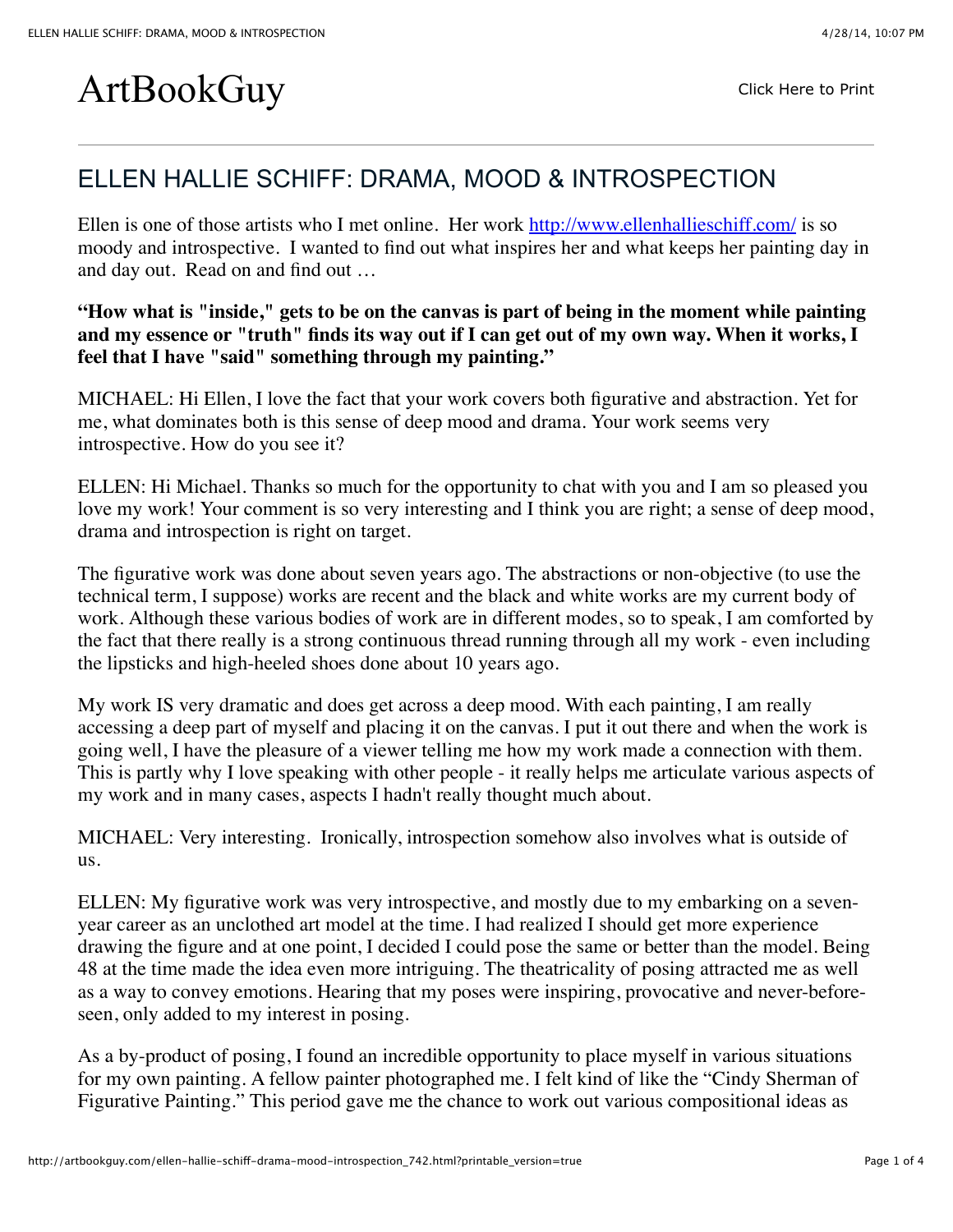# ArtBookGuy

Click Here to Print

## ELLEN HALLIE SCHIFF: DRAMA, MOOD & INTROSPECTION

Ellen is one of those artists who I met online. Her work http://www.ellenhallieschiff.com/ is so moody and introspective. I wanted to find out what inspires her and what keeps her painting day in and day out. Read on and find out …

**"How what is "inside," gets to be on the canvas is part of being in the moment while painting and my essence or "truth" finds its way out if I can get out of my own way. When it works, I feel that I have "said" something through my painting."**

MICHAEL: Hi Ellen, I love the fact that your work covers both figurative and abstraction. Yet for me, what dominates both is this sense of deep mood and drama. Your work seems very introspective. How do you see it?

ELLEN: Hi Michael. Thanks so much for the opportunity to chat with you and I am so pleased you love my work! Your comment is so very interesting and I think you are right; a sense of deep mood, drama and introspection is right on target.

The figurative work was done about seven years ago. The abstractions or non-objective (to use the technical term, I suppose) works are recent and the black and white works are my current body of work. Although these various bodies of work are in different modes, so to speak, I am comforted by the fact that there really is a strong continuous thread running through all my work - even including the lipsticks and high-heeled shoes done about 10 years ago.

My work IS very dramatic and does get across a deep mood. With each painting, I am really accessing a deep part of myself and placing it on the canvas. I put it out there and when the work is going well, I have the pleasure of a viewer telling me how my work made a connection with them. This is partly why I love speaking with other people - it really helps me articulate various aspects of my work and in many cases, aspects I hadn't really thought much about.

MICHAEL: Very interesting. Ironically, introspection somehow also involves what is outside of us.

ELLEN: My figurative work was very introspective, and mostly due to my embarking on a seven-year career as an unclothed art model at the time. I had realized I should get more experience drawing the figure and at one point, I decided I could pose the same or better than the model. Being 48 at the time made the idea even more intriguing. The theatricality of posing attracted me as well as a way to convey emotions. Hearing that my poses were inspiring, provocative and never-before-seen, only added to my interest in posing.

As a by-product of posing, I found an incredible opportunity to place myself in various situations for my own painting. A fellow painter photographed me. I felt kind of like the "Cindy Sherman of Figurative Painting." This period gave me the chance to work out various compositional ideas as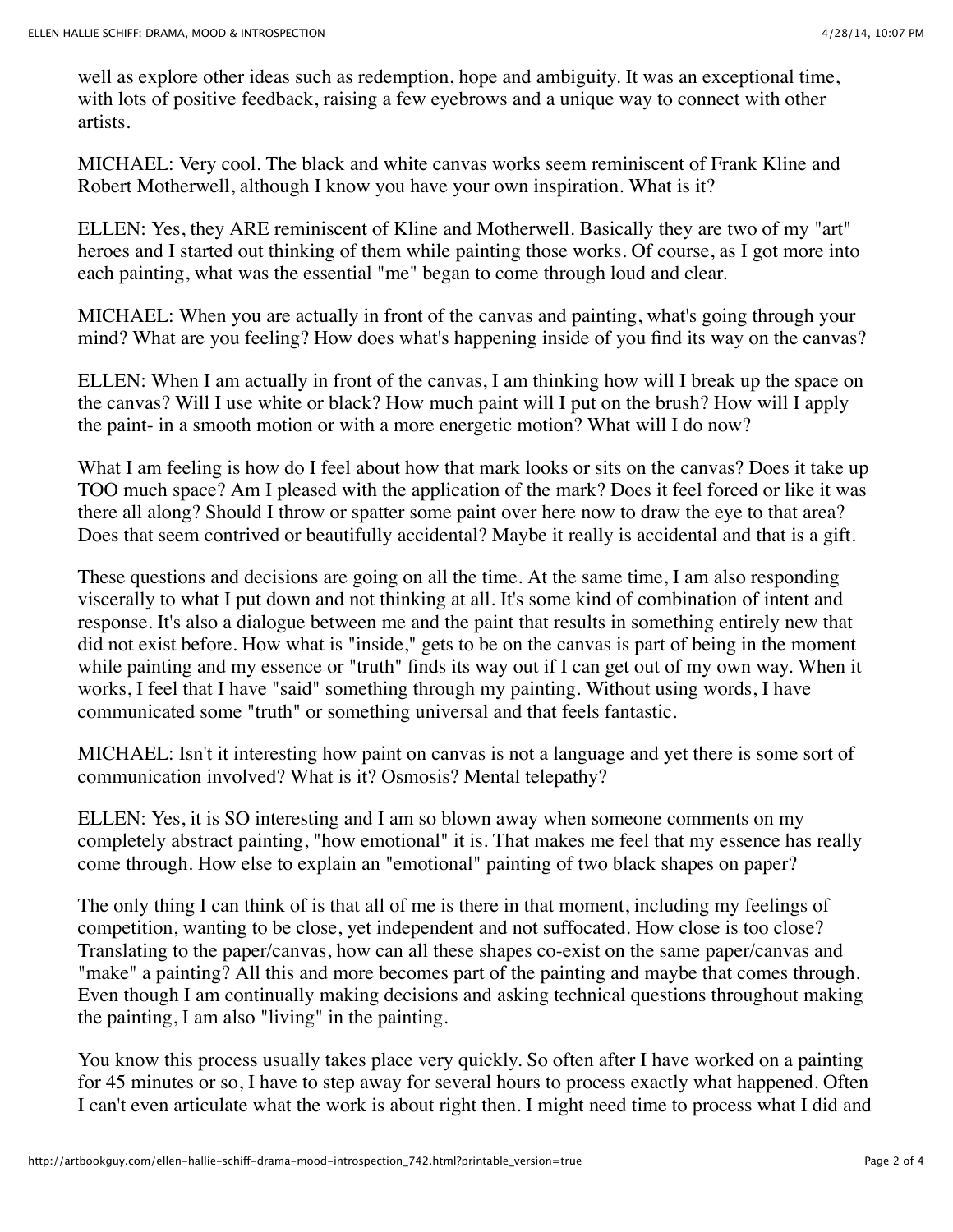well as explore other ideas such as redemption, hope and ambiguity. It was an exceptional time, with lots of positive feedback, raising a few eyebrows and a unique way to connect with other artists.

MICHAEL: Very cool. The black and white canvas works seem reminiscent of Frank Kline and Robert Motherwell, although I know you have your own inspiration. What is it?

ELLEN: Yes, they ARE reminiscent of Kline and Motherwell. Basically they are two of my "art" heroes and I started out thinking of them while painting those works. Of course, as I got more into each painting, what was the essential "me" began to come through loud and clear.

MICHAEL: When you are actually in front of the canvas and painting, what's going through your mind? What are you feeling? How does what's happening inside of you find its way on the canvas?

ELLEN: When I am actually in front of the canvas, I am thinking how will I break up the space on the canvas? Will I use white or black? How much paint will I put on the brush? How will I apply the paint- in a smooth motion or with a more energetic motion? What will I do now?

What I am feeling is how do I feel about how that mark looks or sits on the canvas? Does it take up TOO much space? Am I pleased with the application of the mark? Does it feel forced or like it was there all along? Should I throw or spatter some paint over here now to draw the eye to that area? Does that seem contrived or beautifully accidental? Maybe it really is accidental and that is a gift.

These questions and decisions are going on all the time. At the same time, I am also responding viscerally to what I put down and not thinking at all. It's some kind of combination of intent and response. It's also a dialogue between me and the paint that results in something entirely new that did not exist before. How what is "inside," gets to be on the canvas is part of being in the moment while painting and my essence or "truth" finds its way out if I can get out of my own way. When it works, I feel that I have "said" something through my painting. Without using words, I have communicated some "truth" or something universal and that feels fantastic.

MICHAEL: Isn't it interesting how paint on canvas is not a language and yet there is some sort of communication involved? What is it? Osmosis? Mental telepathy?

ELLEN: Yes, it is SO interesting and I am so blown away when someone comments on my completely abstract painting, "how emotional" it is. That makes me feel that my essence has really come through. How else to explain an "emotional" painting of two black shapes on paper?

The only thing I can think of is that all of me is there in that moment, including my feelings of competition, wanting to be close, yet independent and not suffocated. How close is too close? Translating to the paper/canvas, how can all these shapes co-exist on the same paper/canvas and "make" a painting? All this and more becomes part of the painting and maybe that comes through. Even though I am continually making decisions and asking technical questions throughout making the painting, I am also "living" in the painting.

You know this process usually takes place very quickly. So often after I have worked on a painting for 45 minutes or so, I have to step away for several hours to process exactly what happened. Often I can't even articulate what the work is about right then. I might need time to process what I did and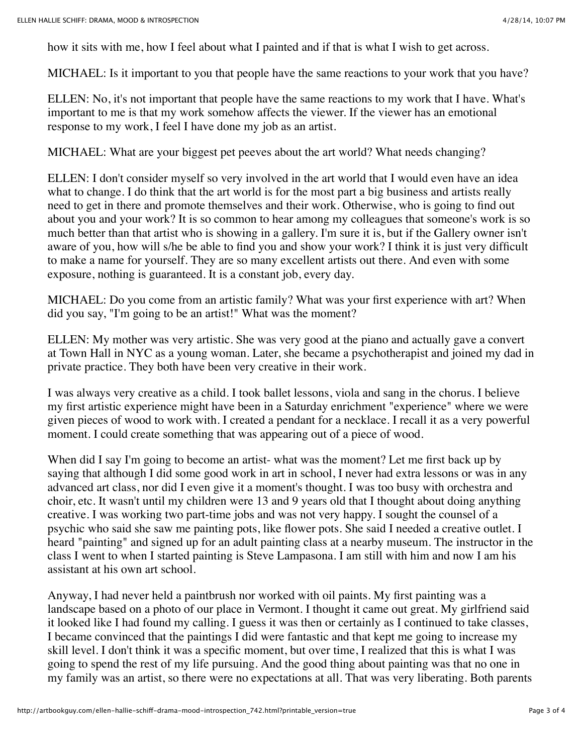how it sits with me, how I feel about what I painted and if that is what I wish to get across.

MICHAEL: Is it important to you that people have the same reactions to your work that you have?

ELLEN: No, it's not important that people have the same reactions to my work that I have. What's important to me is that my work somehow affects the viewer. If the viewer has an emotional response to my work, I feel I have done my job as an artist.

MICHAEL: What are your biggest pet peeves about the art world? What needs changing?

ELLEN: I don't consider myself so very involved in the art world that I would even have an idea what to change. I do think that the art world is for the most part a big business and artists really need to get in there and promote themselves and their work. Otherwise, who is going to find out about you and your work? It is so common to hear among my colleagues that someone's work is so much better than that artist who is showing in a gallery. I'm sure it is, but if the Gallery owner isn't aware of you, how will s/he be able to find you and show your work? I think it is just very difficult to make a name for yourself. They are so many excellent artists out there. And even with some exposure, nothing is guaranteed. It is a constant job, every day.

MICHAEL: Do you come from an artistic family? What was your first experience with art? When did you say, "I'm going to be an artist!" What was the moment?

ELLEN: My mother was very artistic. She was very good at the piano and actually gave a convert at Town Hall in NYC as a young woman. Later, she became a psychotherapist and joined my dad in private practice. They both have been very creative in their work.

I was always very creative as a child. I took ballet lessons, viola and sang in the chorus. I believe my first artistic experience might have been in a Saturday enrichment "experience" where we were given pieces of wood to work with. I created a pendant for a necklace. I recall it as a very powerful moment. I could create something that was appearing out of a piece of wood.

When did I say I'm going to become an artist- what was the moment? Let me first back up by saying that although I did some good work in art in school, I never had extra lessons or was in any advanced art class, nor did I even give it a moment's thought. I was too busy with orchestra and choir, etc. It wasn't until my children were 13 and 9 years old that I thought about doing anything creative. I was working two part-time jobs and was not very happy. I sought the counsel of a psychic who said she saw me painting pots, like flower pots. She said I needed a creative outlet. I heard "painting" and signed up for an adult painting class at a nearby museum. The instructor in the class I went to when I started painting is Steve Lampasona. I am still with him and now I am his assistant at his own art school.

Anyway, I had never held a paintbrush nor worked with oil paints. My first painting was a landscape based on a photo of our place in Vermont. I thought it came out great. My girlfriend said it looked like I had found my calling. I guess it was then or certainly as I continued to take classes, I became convinced that the paintings I did were fantastic and that kept me going to increase my skill level. I don't think it was a specific moment, but over time, I realized that this is what I was going to spend the rest of my life pursuing. And the good thing about painting was that no one in my family was an artist, so there were no expectations at all. That was very liberating. Both parents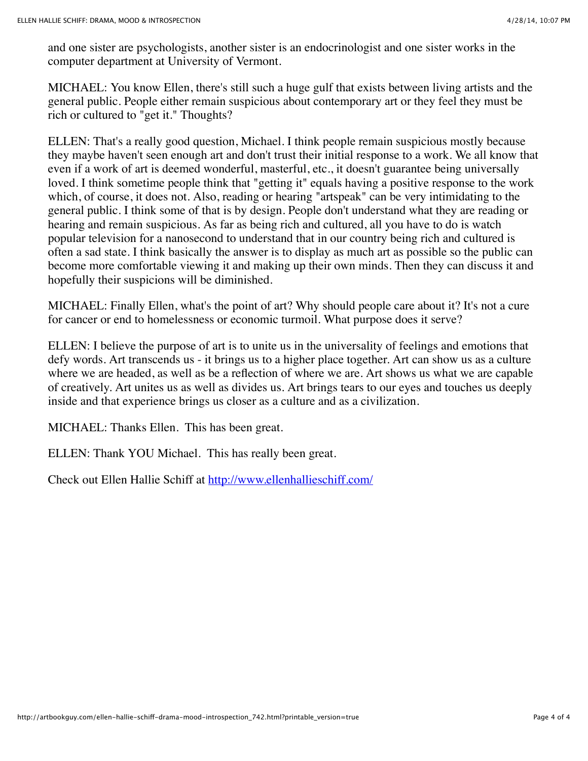and one sister are psychologists, another sister is an endocrinologist and one sister works in the computer department at University of Vermont.

MICHAEL: You know Ellen, there's still such a huge gulf that exists between living artists and the general public. People either remain suspicious about contemporary art or they feel they must be rich or cultured to "get it." Thoughts?

ELLEN: That's a really good question, Michael. I think people remain suspicious mostly because they maybe haven't seen enough art and don't trust their initial response to a work. We all know that even if a work of art is deemed wonderful, masterful, etc., it doesn't guarantee being universally loved. I think sometime people think that "getting it" equals having a positive response to the work which, of course, it does not. Also, reading or hearing "artspeak" can be very intimidating to the general public. I think some of that is by design. People don't understand what they are reading or hearing and remain suspicious. As far as being rich and cultured, all you have to do is watch popular television for a nanosecond to understand that in our country being rich and cultured is often a sad state. I think basically the answer is to display as much art as possible so the public can become more comfortable viewing it and making up their own minds. Then they can discuss it and hopefully their suspicions will be diminished.

MICHAEL: Finally Ellen, what's the point of art? Why should people care about it? It's not a cure for cancer or end to homelessness or economic turmoil. What purpose does it serve?

ELLEN: I believe the purpose of art is to unite us in the universality of feelings and emotions that defy words. Art transcends us - it brings us to a higher place together. Art can show us as a culture where we are headed, as well as be a reflection of where we are. Art shows us what we are capable of creatively. Art unites us as well as divides us. Art brings tears to our eyes and touches us deeply inside and that experience brings us closer as a culture and as a civilization.

MICHAEL: Thanks Ellen. This has been great.

ELLEN: Thank YOU Michael. This has really been great.

Check out Ellen Hallie Schiff at [http://www.ellenhallieschiff.com/](http://www.ellenhallieschiff.com/)